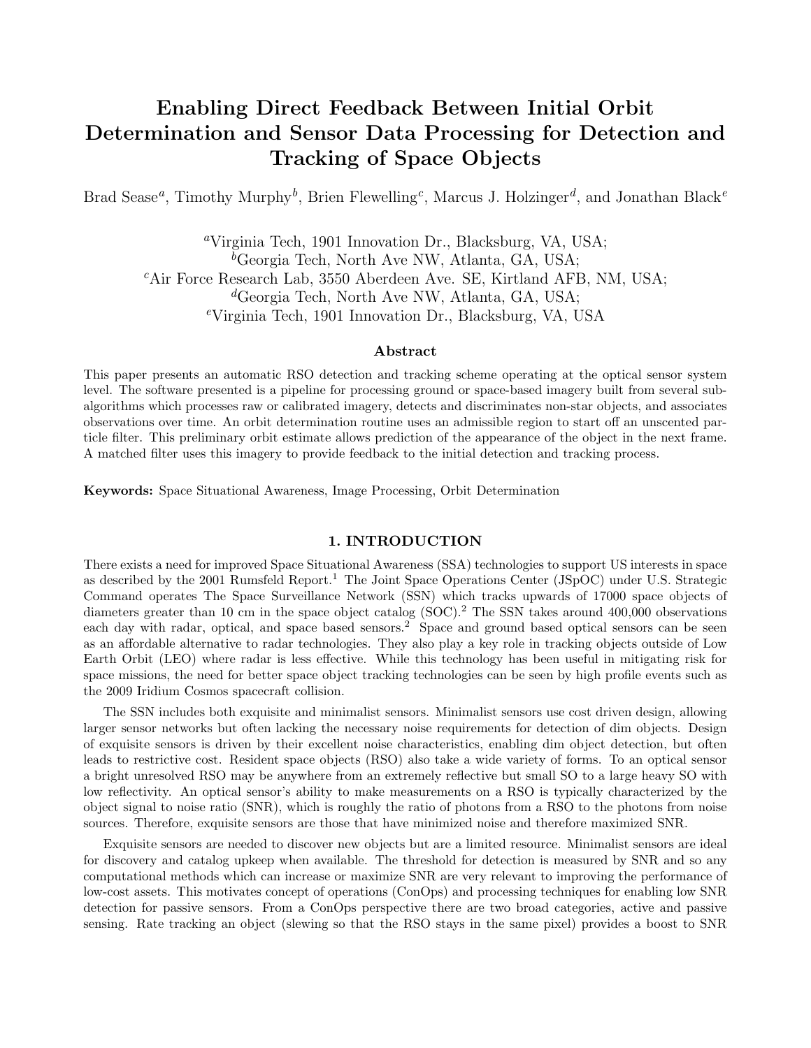# Enabling Direct Feedback Between Initial Orbit Determination and Sensor Data Processing for Detection and Tracking of Space Objects

Brad Sease[a], Timothy Murphy[b], Brien Flewelling[c], Marcus J. Holzinger[d], and Jonathan Black[e]

[a]Virginia Tech, 1901 Innovation Dr., Blacksburg, VA, USA;
[b]Georgia Tech, North Ave NW, Atlanta, GA, USA;
[c]Air Force Research Lab, 3550 Aberdeen Ave. SE, Kirtland AFB, NM, USA;
[d]Georgia Tech, North Ave NW, Atlanta, GA, USA;
[e]Virginia Tech, 1901 Innovation Dr., Blacksburg, VA, USA

### Abstract

This paper presents an automatic RSO detection and tracking scheme operating at the optical sensor system level. The software presented is a pipeline for processing ground or space-based imagery built from several sub-algorithms which processes raw or calibrated imagery, detects and discriminates non-star objects, and associates observations over time. An orbit determination routine uses an admissible region to start off an unscented particle filter. This preliminary orbit estimate allows prediction of the appearance of the object in the next frame. A matched filter uses this imagery to provide feedback to the initial detection and tracking process.

**Keywords:** Space Situational Awareness, Image Processing, Orbit Determination

## 1. INTRODUCTION

There exists a need for improved Space Situational Awareness (SSA) technologies to support US interests in space as described by the 2001 Rumsfeld Report.[1] The Joint Space Operations Center (JSpOC) under U.S. Strategic Command operates The Space Surveillance Network (SSN) which tracks upwards of 17000 space objects of diameters greater than 10 cm in the space object catalog (SOC).[2] The SSN takes around 400,000 observations each day with radar, optical, and space based sensors.[2] Space and ground based optical sensors can be seen as an affordable alternative to radar technologies. They also play a key role in tracking objects outside of Low Earth Orbit (LEO) where radar is less effective. While this technology has been useful in mitigating risk for space missions, the need for better space object tracking technologies can be seen by high profile events such as the 2009 Iridium Cosmos spacecraft collision.

The SSN includes both exquisite and minimalist sensors. Minimalist sensors use cost driven design, allowing larger sensor networks but often lacking the necessary noise requirements for detection of dim objects. Design of exquisite sensors is driven by their excellent noise characteristics, enabling dim object detection, but often leads to restrictive cost. Resident space objects (RSO) also take a wide variety of forms. To an optical sensor a bright unresolved RSO may be anywhere from an extremely reflective but small SO to a large heavy SO with low reflectivity. An optical sensor's ability to make measurements on a RSO is typically characterized by the object signal to noise ratio (SNR), which is roughly the ratio of photons from a RSO to the photons from noise sources. Therefore, exquisite sensors are those that have minimized noise and therefore maximized SNR.

Exquisite sensors are needed to discover new objects but are a limited resource. Minimalist sensors are ideal for discovery and catalog upkeep when available. The threshold for detection is measured by SNR and so any computational methods which can increase or maximize SNR are very relevant to improving the performance of low-cost assets. This motivates concept of operations (ConOps) and processing techniques for enabling low SNR detection for passive sensors. From a ConOps perspective there are two broad categories, active and passive sensing. Rate tracking an object (slewing so that the RSO stays in the same pixel) provides a boost to SNR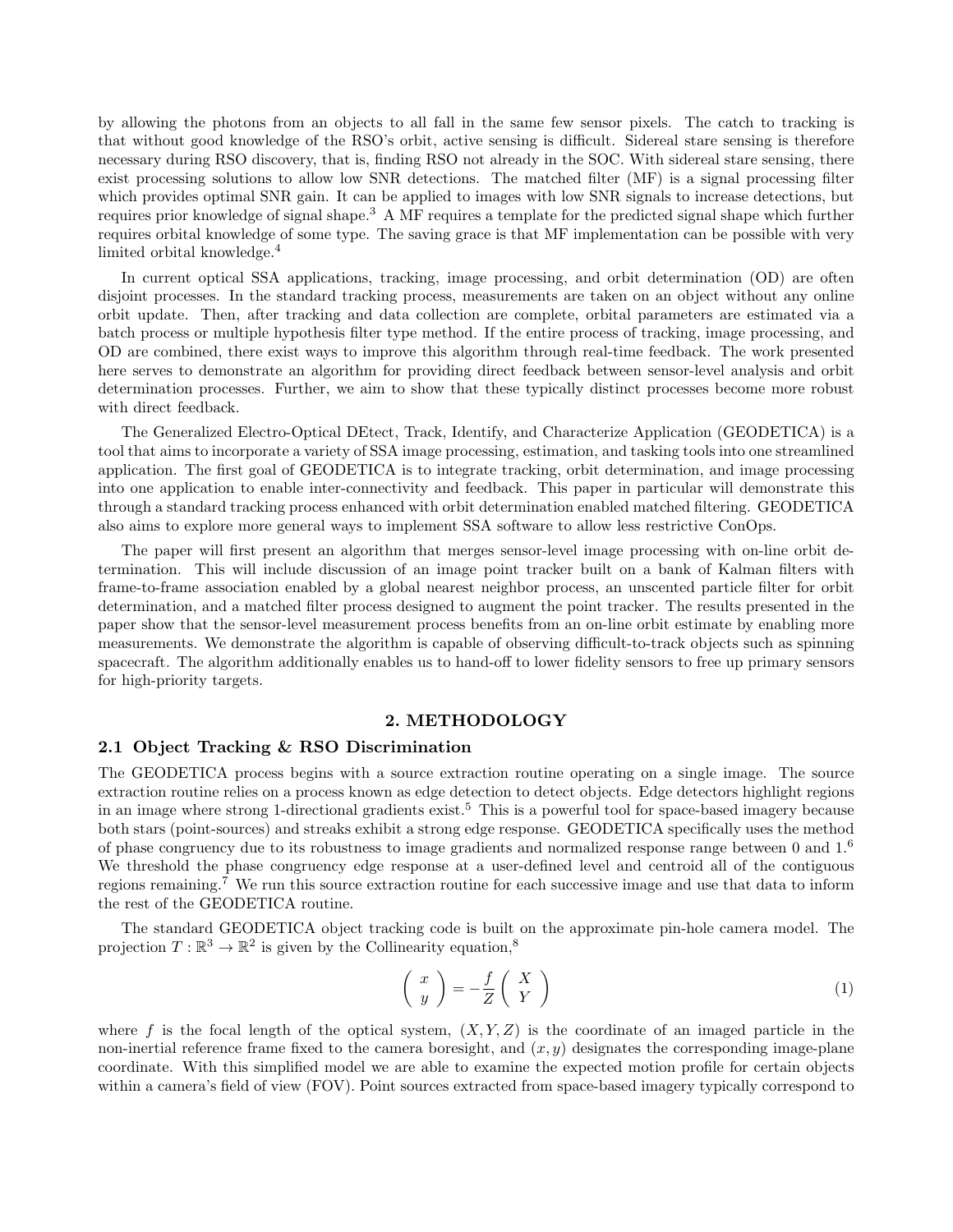by allowing the photons from an objects to all fall in the same few sensor pixels. The catch to tracking is that without good knowledge of the RSO's orbit, active sensing is difficult. Sidereal stare sensing is therefore necessary during RSO discovery, that is, finding RSO not already in the SOC. With sidereal stare sensing, there exist processing solutions to allow low SNR detections. The matched filter (MF) is a signal processing filter which provides optimal SNR gain. It can be applied to images with low SNR signals to increase detections, but requires prior knowledge of signal shape.[3] A MF requires a template for the predicted signal shape which further requires orbital knowledge of some type. The saving grace is that MF implementation can be possible with very limited orbital knowledge.[4]

In current optical SSA applications, tracking, image processing, and orbit determination (OD) are often disjoint processes. In the standard tracking process, measurements are taken on an object without any online orbit update. Then, after tracking and data collection are complete, orbital parameters are estimated via a batch process or multiple hypothesis filter type method. If the entire process of tracking, image processing, and OD are combined, there exist ways to improve this algorithm through real-time feedback. The work presented here serves to demonstrate an algorithm for providing direct feedback between sensor-level analysis and orbit determination processes. Further, we aim to show that these typically distinct processes become more robust with direct feedback.

The Generalized Electro-Optical DEtect, Track, Identify, and Characterize Application (GEODETICA) is a tool that aims to incorporate a variety of SSA image processing, estimation, and tasking tools into one streamlined application. The first goal of GEODETICA is to integrate tracking, orbit determination, and image processing into one application to enable inter-connectivity and feedback. This paper in particular will demonstrate this through a standard tracking process enhanced with orbit determination enabled matched filtering. GEODETICA also aims to explore more general ways to implement SSA software to allow less restrictive ConOps.

The paper will first present an algorithm that merges sensor-level image processing with on-line orbit determination. This will include discussion of an image point tracker built on a bank of Kalman filters with frame-to-frame association enabled by a global nearest neighbor process, an unscented particle filter for orbit determination, and a matched filter process designed to augment the point tracker. The results presented in the paper show that the sensor-level measurement process benefits from an on-line orbit estimate by enabling more measurements. We demonstrate the algorithm is capable of observing difficult-to-track objects such as spinning spacecraft. The algorithm additionally enables us to hand-off to lower fidelity sensors to free up primary sensors for high-priority targets.

## 2. METHODOLOGY

### 2.1 Object Tracking & RSO Discrimination

The GEODETICA process begins with a source extraction routine operating on a single image. The source extraction routine relies on a process known as edge detection to detect objects. Edge detectors highlight regions in an image where strong 1-directional gradients exist.[5] This is a powerful tool for space-based imagery because both stars (point-sources) and streaks exhibit a strong edge response. GEODETICA specifically uses the method of phase congruency due to its robustness to image gradients and normalized response range between 0 and 1.[6] We threshold the phase congruency edge response at a user-defined level and centroid all of the contiguous regions remaining.[7] We run this source extraction routine for each successive image and use that data to inform the rest of the GEODETICA routine.

The standard GEODETICA object tracking code is built on the approximate pin-hole camera model. The projection $T : \mathbb{R}^3 \to \mathbb{R}^2$ is given by the Collinearity equation,[8]

$$\begin{pmatrix} x \\ y \end{pmatrix} = -\frac{f}{Z} \begin{pmatrix} X \\ Y \end{pmatrix} \tag{1}$$

where $f$ is the focal length of the optical system, $(X, Y, Z)$ is the coordinate of an imaged particle in the non-inertial reference frame fixed to the camera boresight, and $(x, y)$ designates the corresponding image-plane coordinate. With this simplified model we are able to examine the expected motion profile for certain objects within a camera's field of view (FOV). Point sources extracted from space-based imagery typically correspond to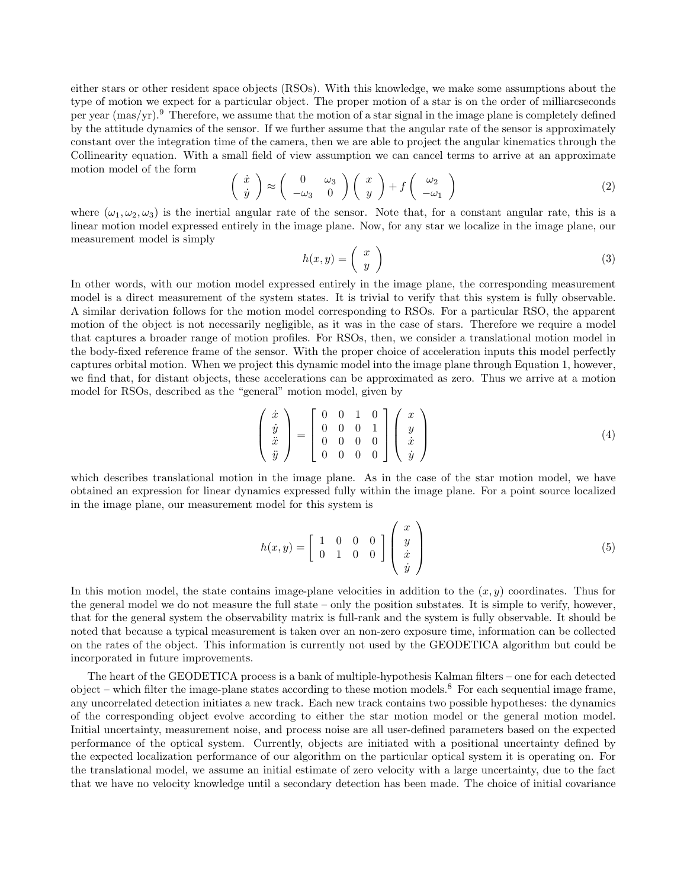either stars or other resident space objects (RSOs). With this knowledge, we make some assumptions about the type of motion we expect for a particular object. The proper motion of a star is on the order of milliarcseconds per year (mas/yr).[9] Therefore, we assume that the motion of a star signal in the image plane is completely defined by the attitude dynamics of the sensor. If we further assume that the angular rate of the sensor is approximately constant over the integration time of the camera, then we are able to project the angular kinematics through the Collinearity equation. With a small field of view assumption we can cancel terms to arrive at an approximate motion model of the form

$$\begin{pmatrix} \dot{x} \\ \dot{y} \end{pmatrix} \approx \begin{pmatrix} 0 & \omega_3 \\ -\omega_3 & 0 \end{pmatrix} \begin{pmatrix} x \\ y \end{pmatrix} + f \begin{pmatrix} \omega_2 \\ -\omega_1 \end{pmatrix} \tag{2}$$

where $(\omega_1, \omega_2, \omega_3)$ is the inertial angular rate of the sensor. Note that, for a constant angular rate, this is a linear motion model expressed entirely in the image plane. Now, for any star we localize in the image plane, our measurement model is simply

$$h(x, y) = \begin{pmatrix} x \\ y \end{pmatrix} \tag{3}$$

In other words, with our motion model expressed entirely in the image plane, the corresponding measurement model is a direct measurement of the system states. It is trivial to verify that this system is fully observable. A similar derivation follows for the motion model corresponding to RSOs. For a particular RSO, the apparent motion of the object is not necessarily negligible, as it was in the case of stars. Therefore we require a model that captures a broader range of motion profiles. For RSOs, then, we consider a translational motion model in the body-fixed reference frame of the sensor. With the proper choice of acceleration inputs this model perfectly captures orbital motion. When we project this dynamic model into the image plane through Equation 1, however, we find that, for distant objects, these accelerations can be approximated as zero. Thus we arrive at a motion model for RSOs, described as the "general" motion model, given by

$$\begin{pmatrix} \dot{x} \\ \dot{y} \\ \ddot{x} \\ \ddot{y} \end{pmatrix} = \begin{bmatrix} 0 & 0 & 1 & 0 \\ 0 & 0 & 0 & 1 \\ 0 & 0 & 0 & 0 \\ 0 & 0 & 0 & 0 \end{bmatrix} \begin{pmatrix} x \\ y \\ \dot{x} \\ \dot{y} \end{pmatrix} \tag{4}$$

which describes translational motion in the image plane. As in the case of the star motion model, we have obtained an expression for linear dynamics expressed fully within the image plane. For a point source localized in the image plane, our measurement model for this system is

$$h(x, y) = \begin{bmatrix} 1 & 0 & 0 & 0 \\ 0 & 1 & 0 & 0 \end{bmatrix} \begin{pmatrix} x \\ y \\ \dot{x} \\ \dot{y} \end{pmatrix} \tag{5}$$

In this motion model, the state contains image-plane velocities in addition to the $(x, y)$ coordinates. Thus for the general model we do not measure the full state – only the position substates. It is simple to verify, however, that for the general system the observability matrix is full-rank and the system is fully observable. It should be noted that because a typical measurement is taken over an non-zero exposure time, information can be collected on the rates of the object. This information is currently not used by the GEODETICA algorithm but could be incorporated in future improvements.

The heart of the GEODETICA process is a bank of multiple-hypothesis Kalman filters – one for each detected object – which filter the image-plane states according to these motion models.[8] For each sequential image frame, any uncorrelated detection initiates a new track. Each new track contains two possible hypotheses: the dynamics of the corresponding object evolve according to either the star motion model or the general motion model. Initial uncertainty, measurement noise, and process noise are all user-defined parameters based on the expected performance of the optical system. Currently, objects are initiated with a positional uncertainty defined by the expected localization performance of our algorithm on the particular optical system it is operating on. For the translational model, we assume an initial estimate of zero velocity with a large uncertainty, due to the fact that we have no velocity knowledge until a secondary detection has been made. The choice of initial covariance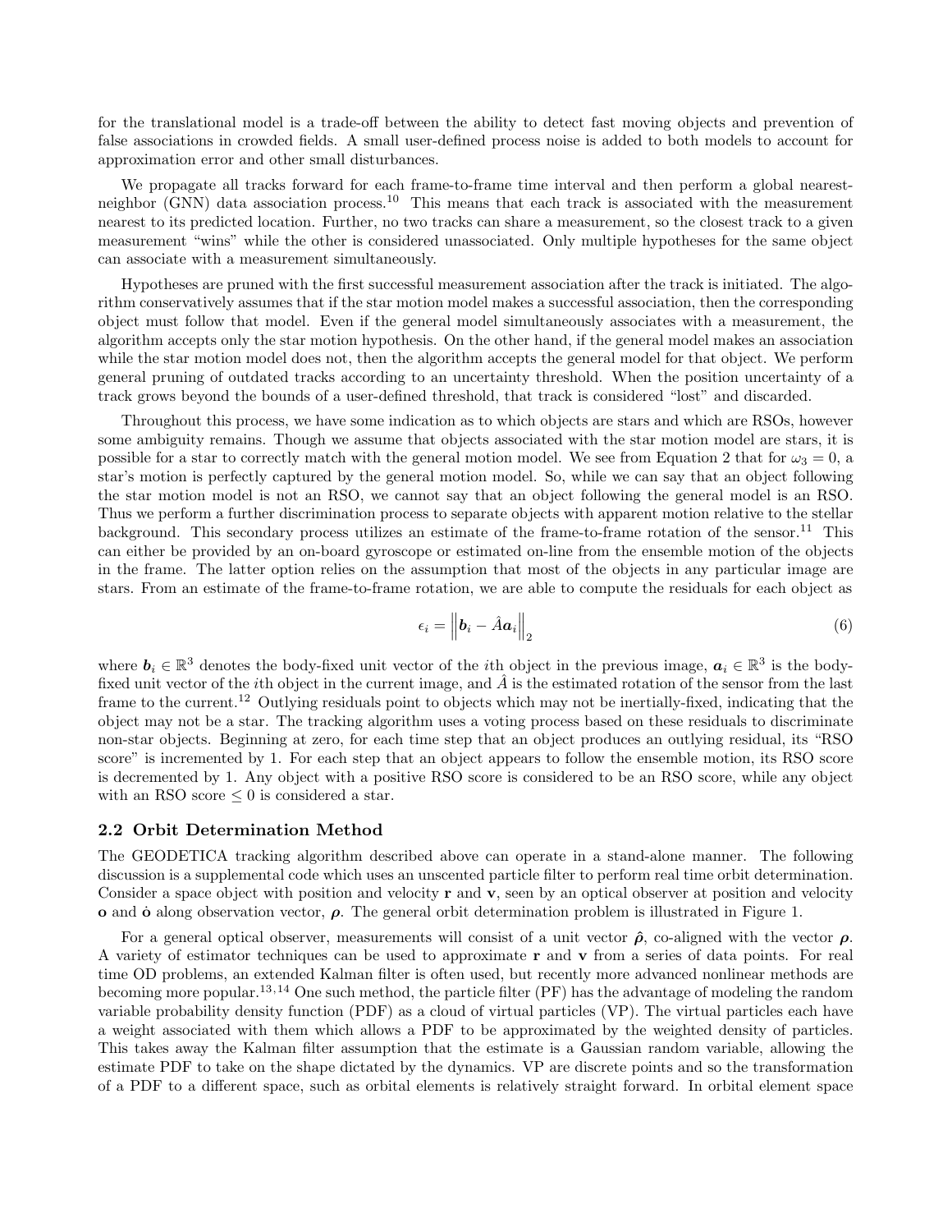for the translational model is a trade-off between the ability to detect fast moving objects and prevention of false associations in crowded fields. A small user-defined process noise is added to both models to account for approximation error and other small disturbances.

We propagate all tracks forward for each frame-to-frame time interval and then perform a global nearest-neighbor (GNN) data association process.[10] This means that each track is associated with the measurement nearest to its predicted location. Further, no two tracks can share a measurement, so the closest track to a given measurement "wins" while the other is considered unassociated. Only multiple hypotheses for the same object can associate with a measurement simultaneously.

Hypotheses are pruned with the first successful measurement association after the track is initiated. The algorithm conservatively assumes that if the star motion model makes a successful association, then the corresponding object must follow that model. Even if the general model simultaneously associates with a measurement, the algorithm accepts only the star motion hypothesis. On the other hand, if the general model makes an association while the star motion model does not, then the algorithm accepts the general model for that object. We perform general pruning of outdated tracks according to an uncertainty threshold. When the position uncertainty of a track grows beyond the bounds of a user-defined threshold, that track is considered "lost" and discarded.

Throughout this process, we have some indication as to which objects are stars and which are RSOs, however some ambiguity remains. Though we assume that objects associated with the star motion model are stars, it is possible for a star to correctly match with the general motion model. We see from Equation 2 that for $\omega_3 = 0$, a star's motion is perfectly captured by the general motion model. So, while we can say that an object following the star motion model is not an RSO, we cannot say that an object following the general model is an RSO. Thus we perform a further discrimination process to separate objects with apparent motion relative to the stellar background. This secondary process utilizes an estimate of the frame-to-frame rotation of the sensor.[11] This can either be provided by an on-board gyroscope or estimated on-line from the ensemble motion of the objects in the frame. The latter option relies on the assumption that most of the objects in any particular image are stars. From an estimate of the frame-to-frame rotation, we are able to compute the residuals for each object as

$$\epsilon_i = \left\| \boldsymbol{b}_i - \hat{A}\boldsymbol{a}_i \right\|_2 \tag{6}$$

where $\boldsymbol{b}_i \in \mathbb{R}^3$ denotes the body-fixed unit vector of the $i$th object in the previous image, $\boldsymbol{a}_i \in \mathbb{R}^3$ is the body-fixed unit vector of the $i$th object in the current image, and $\hat{A}$ is the estimated rotation of the sensor from the last frame to the current.[12] Outlying residuals point to objects which may not be inertially-fixed, indicating that the object may not be a star. The tracking algorithm uses a voting process based on these residuals to discriminate non-star objects. Beginning at zero, for each time step that an object produces an outlying residual, its "RSO score" is incremented by 1. For each step that an object appears to follow the ensemble motion, its RSO score is decremented by 1. Any object with a positive RSO score is considered to be an RSO score, while any object with an RSO score $\leq 0$ is considered a star.

## 2.2 Orbit Determination Method

The GEODETICA tracking algorithm described above can operate in a stand-alone manner. The following discussion is a supplemental code which uses an unscented particle filter to perform real time orbit determination. Consider a space object with position and velocity $\mathbf{r}$ and $\mathbf{v}$, seen by an optical observer at position and velocity $\mathbf{o}$ and $\dot{\mathbf{o}}$ along observation vector, $\boldsymbol{\rho}$. The general orbit determination problem is illustrated in Figure 1.

For a general optical observer, measurements will consist of a unit vector $\hat{\boldsymbol{\rho}}$, co-aligned with the vector $\boldsymbol{\rho}$. A variety of estimator techniques can be used to approximate $\mathbf{r}$ and $\mathbf{v}$ from a series of data points. For real time OD problems, an extended Kalman filter is often used, but recently more advanced nonlinear methods are becoming more popular.[13,14] One such method, the particle filter (PF) has the advantage of modeling the random variable probability density function (PDF) as a cloud of virtual particles (VP). The virtual particles each have a weight associated with them which allows a PDF to be approximated by the weighted density of particles. This takes away the Kalman filter assumption that the estimate is a Gaussian random variable, allowing the estimate PDF to take on the shape dictated by the dynamics. VP are discrete points and so the transformation of a PDF to a different space, such as orbital elements is relatively straight forward. In orbital element space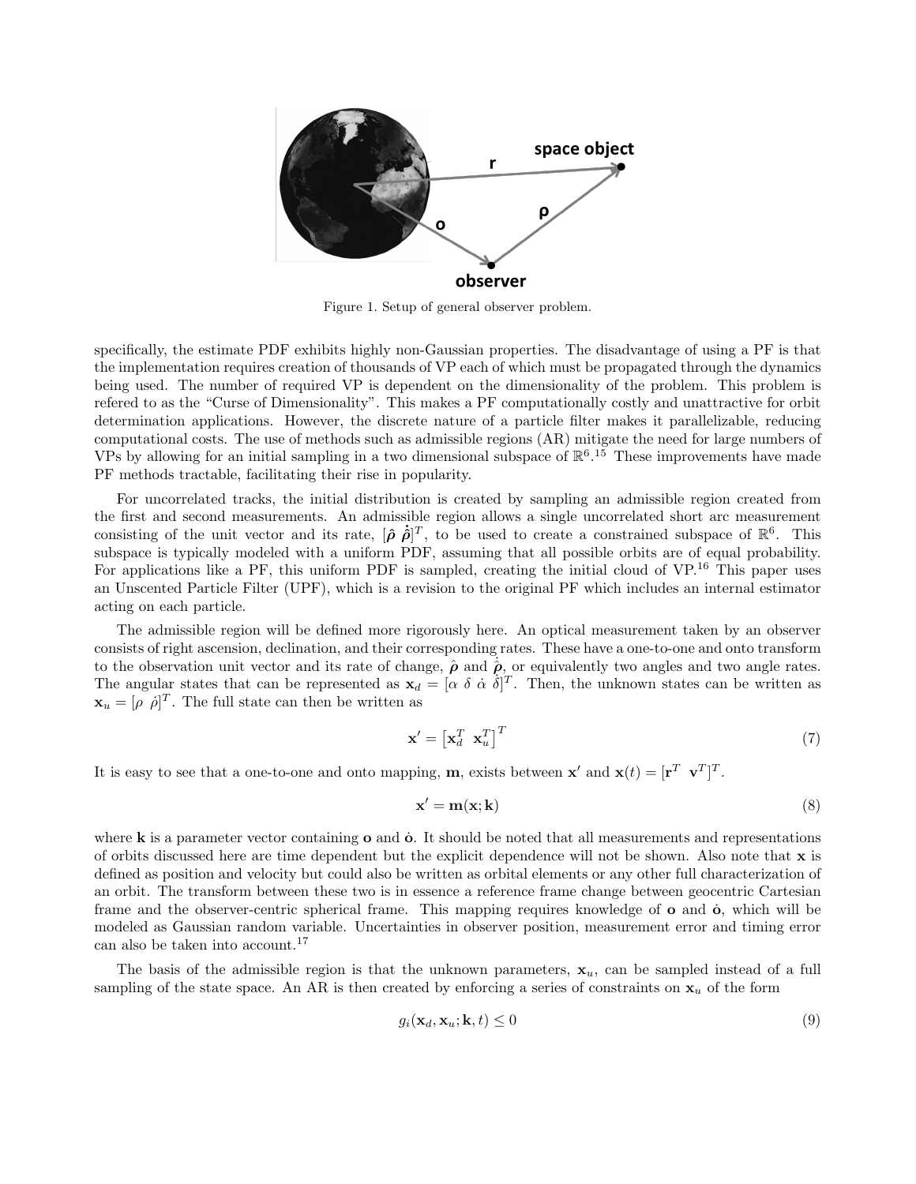Figure 1. Setup of general observer problem.

specifically, the estimate PDF exhibits highly non-Gaussian properties. The disadvantage of using a PF is that the implementation requires creation of thousands of VP each of which must be propagated through the dynamics being used. The number of required VP is dependent on the dimensionality of the problem. This problem is refered to as the "Curse of Dimensionality". This makes a PF computationally costly and unattractive for orbit determination applications. However, the discrete nature of a particle filter makes it parallelizable, reducing computational costs. The use of methods such as admissible regions (AR) mitigate the need for large numbers of VPs by allowing for an initial sampling in a two dimensional subspace of $\mathbb{R}^6$.[15] These improvements have made PF methods tractable, facilitating their rise in popularity.

For uncorrelated tracks, the initial distribution is created by sampling an admissible region created from the first and second measurements. An admissible region allows a single uncorrelated short arc measurement consisting of the unit vector and its rate, $[\hat{\boldsymbol{\rho}}\ \dot{\hat{\boldsymbol{\rho}}}]^T$, to be used to create a constrained subspace of $\mathbb{R}^6$. This subspace is typically modeled with a uniform PDF, assuming that all possible orbits are of equal probability. For applications like a PF, this uniform PDF is sampled, creating the initial cloud of VP.[16] This paper uses an Unscented Particle Filter (UPF), which is a revision to the original PF which includes an internal estimator acting on each particle.

The admissible region will be defined more rigorously here. An optical measurement taken by an observer consists of right ascension, declination, and their corresponding rates. These have a one-to-one and onto transform to the observation unit vector and its rate of change, $\hat{\boldsymbol{\rho}}$ and $\dot{\hat{\boldsymbol{\rho}}}$, or equivalently two angles and two angle rates. The angular states that can be represented as $\mathbf{x}_d = [\alpha\ \delta\ \dot{\alpha}\ \dot{\delta}]^T$. Then, the unknown states can be written as $\mathbf{x}_u = [\rho\ \dot{\rho}]^T$. The full state can then be written as

$$\mathbf{x}' = \left[\mathbf{x}_d^T\ \ \mathbf{x}_u^T\right]^T \tag{7}$$

It is easy to see that a one-to-one and onto mapping, $\mathbf{m}$, exists between $\mathbf{x}'$ and $\mathbf{x}(t) = [\mathbf{r}^T\ \ \mathbf{v}^T]^T$.

$$\mathbf{x}' = \mathbf{m}(\mathbf{x}; \mathbf{k}) \tag{8}$$

where $\mathbf{k}$ is a parameter vector containing $\mathbf{o}$ and $\dot{\mathbf{o}}$. It should be noted that all measurements and representations of orbits discussed here are time dependent but the explicit dependence will not be shown. Also note that $\mathbf{x}$ is defined as position and velocity but could also be written as orbital elements or any other full characterization of an orbit. The transform between these two is in essence a reference frame change between geocentric Cartesian frame and the observer-centric spherical frame. This mapping requires knowledge of $\mathbf{o}$ and $\dot{\mathbf{o}}$, which will be modeled as Gaussian random variable. Uncertainties in observer position, measurement error and timing error can also be taken into account.[17]

The basis of the admissible region is that the unknown parameters, $\mathbf{x}_u$, can be sampled instead of a full sampling of the state space. An AR is then created by enforcing a series of constraints on $\mathbf{x}_u$ of the form

$$g_i(\mathbf{x}_d, \mathbf{x}_u; \mathbf{k}, t) \leq 0 \tag{9}$$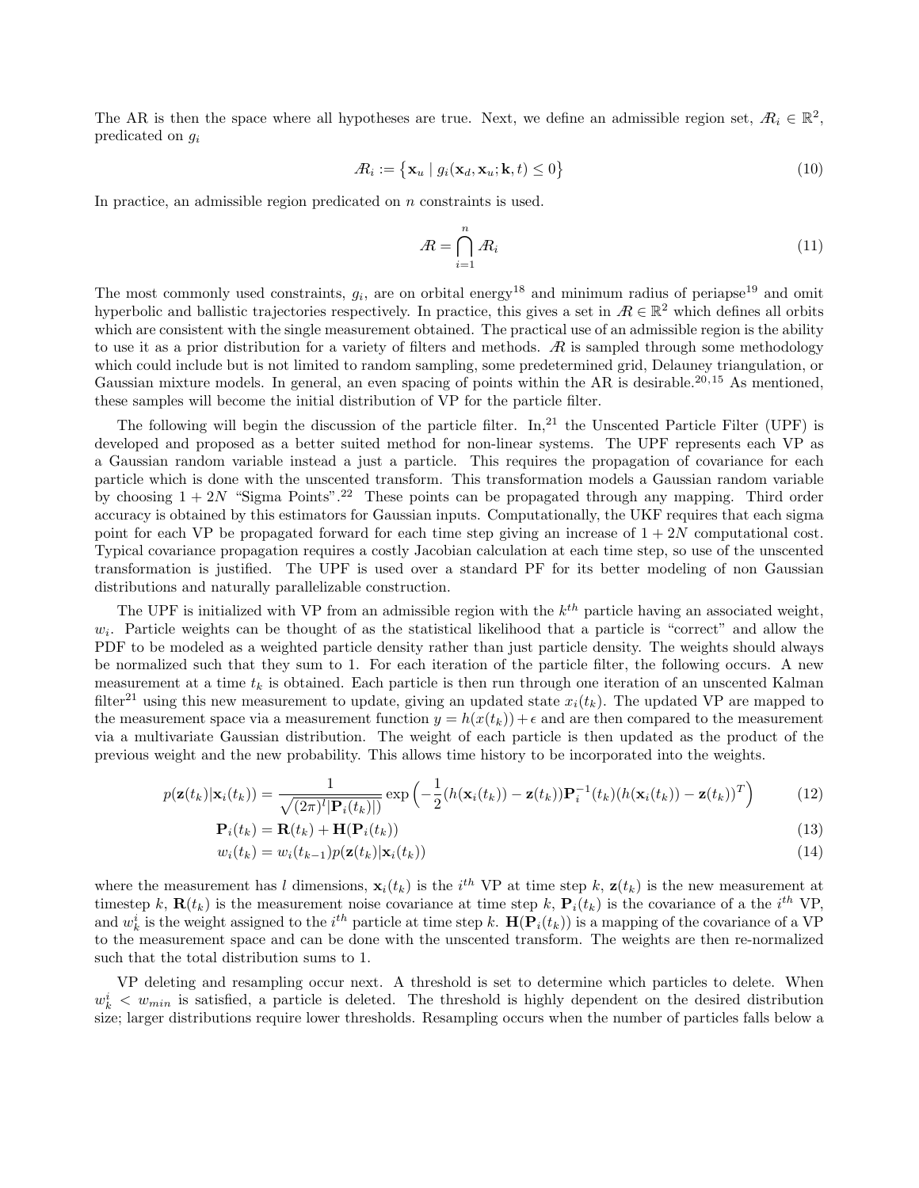The AR is then the space where all hypotheses are true. Next, we define an admissible region set, $\mathcal{AR}_i \in \mathbb{R}^2$, predicated on $g_i$

$$\mathcal{AR}_i := \left\{ \mathbf{x}_u \mid g_i(\mathbf{x}_d, \mathbf{x}_u; \mathbf{k}, t) \leq 0 \right\} \tag{10}$$

In practice, an admissible region predicated on $n$ constraints is used.

$$\mathcal{AR} = \bigcap_{i=1}^{n} \mathcal{AR}_i \tag{11}$$

The most commonly used constraints, $g_i$, are on orbital energy[18] and minimum radius of periapse[19] and omit hyperbolic and ballistic trajectories respectively. In practice, this gives a set in $\mathcal{AR} \in \mathbb{R}^2$ which defines all orbits which are consistent with the single measurement obtained. The practical use of an admissible region is the ability to use it as a prior distribution for a variety of filters and methods. $\mathcal{AR}$ is sampled through some methodology which could include but is not limited to random sampling, some predetermined grid, Delauney triangulation, or Gaussian mixture models. In general, an even spacing of points within the AR is desirable.[20,15] As mentioned, these samples will become the initial distribution of VP for the particle filter.

The following will begin the discussion of the particle filter. In,[21] the Unscented Particle Filter (UPF) is developed and proposed as a better suited method for non-linear systems. The UPF represents each VP as a Gaussian random variable instead a just a particle. This requires the propagation of covariance for each particle which is done with the unscented transform. This transformation models a Gaussian random variable by choosing $1 + 2N$ "Sigma Points".[22] These points can be propagated through any mapping. Third order accuracy is obtained by this estimators for Gaussian inputs. Computationally, the UKF requires that each sigma point for each VP be propagated forward for each time step giving an increase of $1 + 2N$ computational cost. Typical covariance propagation requires a costly Jacobian calculation at each time step, so use of the unscented transformation is justified. The UPF is used over a standard PF for its better modeling of non Gaussian distributions and naturally parallelizable construction.

The UPF is initialized with VP from an admissible region with the $k^{th}$ particle having an associated weight, $w_i$. Particle weights can be thought of as the statistical likelihood that a particle is "correct" and allow the PDF to be modeled as a weighted particle density rather than just particle density. The weights should always be normalized such that they sum to 1. For each iteration of the particle filter, the following occurs. A new measurement at a time $t_k$ is obtained. Each particle is then run through one iteration of an unscented Kalman filter[21] using this new measurement to update, giving an updated state $x_i(t_k)$. The updated VP are mapped to the measurement space via a measurement function $y = h(x(t_k)) + \epsilon$ and are then compared to the measurement via a multivariate Gaussian distribution. The weight of each particle is then updated as the product of the previous weight and the new probability. This allows time history to be incorporated into the weights.

$$p(\mathbf{z}(t_k)|\mathbf{x}_i(t_k)) = \frac{1}{\sqrt{(2\pi)^l |\mathbf{P}_i(t_k)|)}} \exp\Big(-\frac{1}{2}(h(\mathbf{x}_i(t_k)) - \mathbf{z}(t_k))\mathbf{P}_i^{-1}(t_k)(h(\mathbf{x}_i(t_k)) - \mathbf{z}(t_k))^T\Big) \tag{12}$$

$$\mathbf{P}_i(t_k) = \mathbf{R}(t_k) + \mathbf{H}(\mathbf{P}_i(t_k)) \tag{13}$$

$$w_i(t_k) = w_i(t_{k-1}) p(\mathbf{z}(t_k)|\mathbf{x}_i(t_k)) \tag{14}$$

where the measurement has $l$ dimensions, $\mathbf{x}_i(t_k)$ is the $i^{th}$ VP at time step $k$, $\mathbf{z}(t_k)$ is the new measurement at timestep $k$, $\mathbf{R}(t_k)$ is the measurement noise covariance at time step $k$, $\mathbf{P}_i(t_k)$ is the covariance of a the $i^{th}$ VP, and $w_k^i$ is the weight assigned to the $i^{th}$ particle at time step $k$. $\mathbf{H}(\mathbf{P}_i(t_k))$ is a mapping of the covariance of a VP to the measurement space and can be done with the unscented transform. The weights are then re-normalized such that the total distribution sums to 1.

VP deleting and resampling occur next. A threshold is set to determine which particles to delete. When $w_k^i < w_{min}$ is satisfied, a particle is deleted. The threshold is highly dependent on the desired distribution size; larger distributions require lower thresholds. Resampling occurs when the number of particles falls below a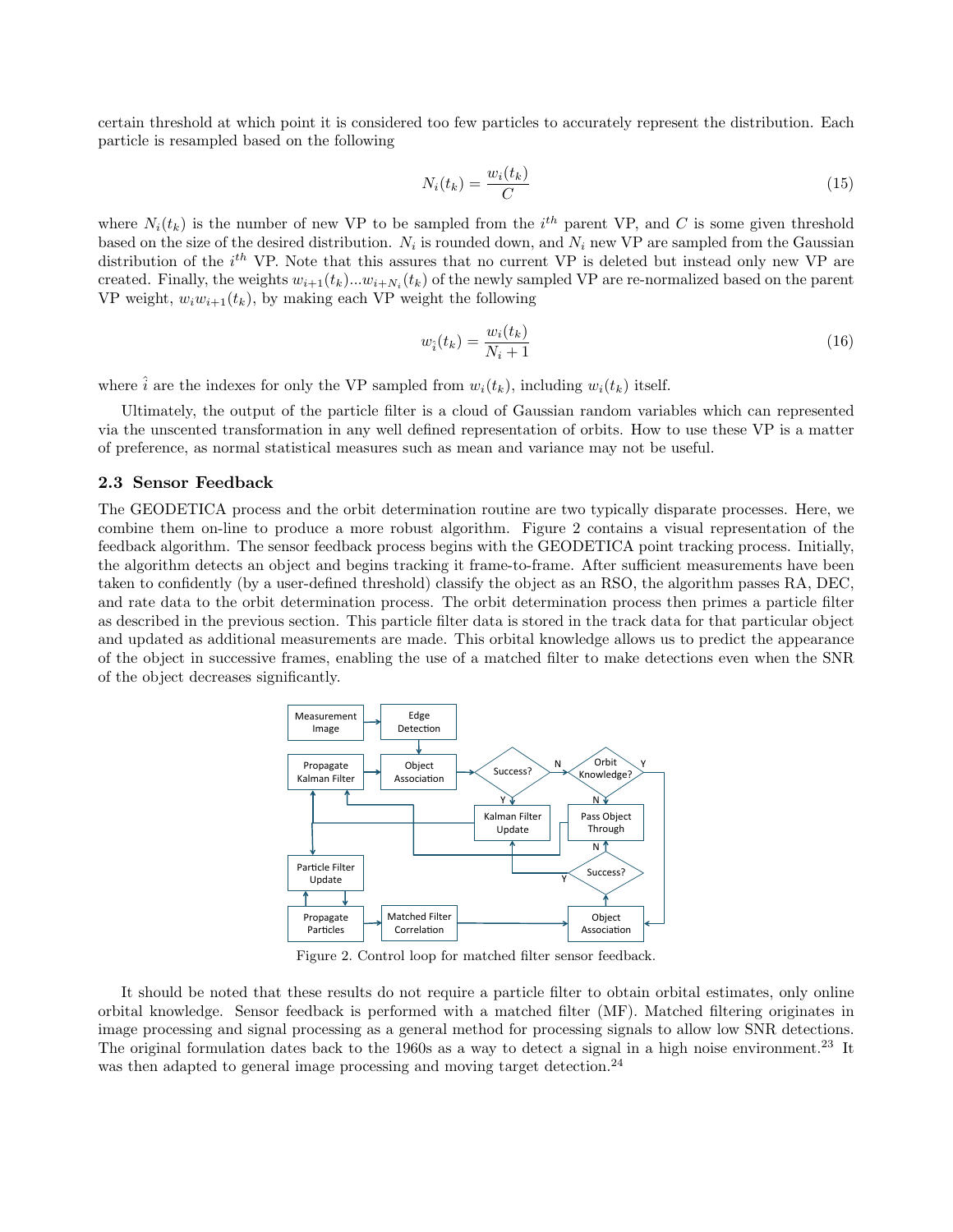certain threshold at which point it is considered too few particles to accurately represent the distribution. Each particle is resampled based on the following

$$N_i(t_k) = \frac{w_i(t_k)}{C} \tag{15}$$

where $N_i(t_k)$ is the number of new VP to be sampled from the $i^{th}$ parent VP, and $C$ is some given threshold based on the size of the desired distribution. $N_i$ is rounded down, and $N_i$ new VP are sampled from the Gaussian distribution of the $i^{th}$ VP. Note that this assures that no current VP is deleted but instead only new VP are created. Finally, the weights $w_{i+1}(t_k)...w_{i+N_i}(t_k)$ of the newly sampled VP are re-normalized based on the parent VP weight, $w_i w_{i+1}(t_k)$, by making each VP weight the following

$$w_{\hat{i}}(t_k) = \frac{w_i(t_k)}{N_i + 1} \tag{16}$$

where $\hat{i}$ are the indexes for only the VP sampled from $w_i(t_k)$, including $w_i(t_k)$ itself.

Ultimately, the output of the particle filter is a cloud of Gaussian random variables which can represented via the unscented transformation in any well defined representation of orbits. How to use these VP is a matter of preference, as normal statistical measures such as mean and variance may not be useful.

### 2.3 Sensor Feedback

The GEODETICA process and the orbit determination routine are two typically disparate processes. Here, we combine them on-line to produce a more robust algorithm. Figure 2 contains a visual representation of the feedback algorithm. The sensor feedback process begins with the GEODETICA point tracking process. Initially, the algorithm detects an object and begins tracking it frame-to-frame. After sufficient measurements have been taken to confidently (by a user-defined threshold) classify the object as an RSO, the algorithm passes RA, DEC, and rate data to the orbit determination process. The orbit determination process then primes a particle filter as described in the previous section. This particle filter data is stored in the track data for that particular object and updated as additional measurements are made. This orbital knowledge allows us to predict the appearance of the object in successive frames, enabling the use of a matched filter to make detections even when the SNR of the object decreases significantly.

Figure 2. Control loop for matched filter sensor feedback.

It should be noted that these results do not require a particle filter to obtain orbital estimates, only online orbital knowledge. Sensor feedback is performed with a matched filter (MF). Matched filtering originates in image processing and signal processing as a general method for processing signals to allow low SNR detections. The original formulation dates back to the 1960s as a way to detect a signal in a high noise environment.[23] It was then adapted to general image processing and moving target detection.[24]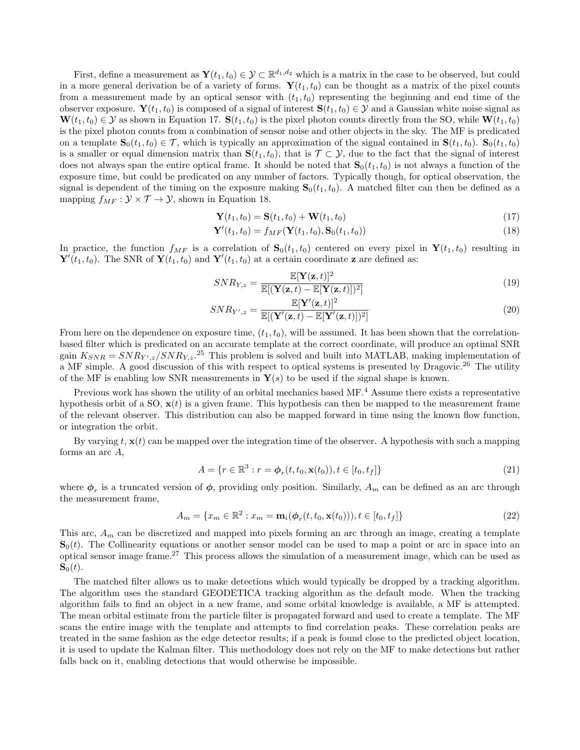First, define a measurement as $\mathbf{Y}(t_1, t_0) \in \mathcal{Y} \subset \mathbb{R}^{d_1,d_2}$ which is a matrix in the case to be observed, but could in a more general derivation be of a variety of forms. $\mathbf{Y}(t_1, t_0)$ can be thought as a matrix of the pixel counts from a measurement made by an optical sensor with $(t_1, t_0)$ representing the beginning and end time of the observer exposure. $\mathbf{Y}(t_1, t_0)$ is composed of a signal of interest $\mathbf{S}(t_1, t_0) \in \mathcal{Y}$ and a Gaussian white noise signal as $\mathbf{W}(t_1, t_0) \in \mathcal{Y}$ as shown in Equation 17. $\mathbf{S}(t_1, t_0)$ is the pixel photon counts directly from the SO, while $\mathbf{W}(t_1, t_0)$ is the pixel photon counts from a combination of sensor noise and other objects in the sky. The MF is predicated on a template $\mathbf{S}_0(t_1, t_0) \in \mathcal{T}$, which is typically an approximation of the signal contained in $\mathbf{S}(t_1, t_0)$. $\mathbf{S}_0(t_1, t_0)$ is a smaller or equal dimension matrix than $\mathbf{S}(t_1, t_0)$, that is $\mathcal{T} \subset \mathcal{Y}$, due to the fact that the signal of interest does not always span the entire optical frame. It should be noted that $\mathbf{S}_0(t_1, t_0)$ is not always a function of the exposure time, but could be predicated on any number of factors. Typically though, for optical observation, the signal is dependent of the timing on the exposure making $\mathbf{S}_0(t_1, t_0)$. A matched filter can then be defined as a mapping $f_{MF} : \mathcal{Y} \times \mathcal{T} \to \mathcal{Y}$, shown in Equation 18.

$$\mathbf{Y}(t_1, t_0) = \mathbf{S}(t_1, t_0) + \mathbf{W}(t_1, t_0) \tag{17}$$

$$\mathbf{Y}'(t_1, t_0) = f_{MF}(\mathbf{Y}(t_1, t_0), \mathbf{S}_0(t_1, t_0)) \tag{18}$$

In practice, the function $f_{MF}$ is a correlation of $\mathbf{S}_0(t_1, t_0)$ centered on every pixel in $\mathbf{Y}(t_1, t_0)$ resulting in $\mathbf{Y}'(t_1, t_0)$. The SNR of $\mathbf{Y}(t_1, t_0)$ and $\mathbf{Y}'(t_1, t_0)$ at a certain coordinate $\mathbf{z}$ are defined as:

$$SNR_{Y,z} = \frac{\mathbb{E}[\mathbf{Y}(\mathbf{z}, t)]^2}{\mathbb{E}[(\mathbf{Y}(\mathbf{z}, t) - \mathbb{E}[\mathbf{Y}(\mathbf{z}, t)])^2]} \tag{19}$$

$$SNR_{Y',z} = \frac{\mathbb{E}[\mathbf{Y}'(\mathbf{z}, t)]^2}{\mathbb{E}[(\mathbf{Y}'(\mathbf{z}, t) - \mathbb{E}[\mathbf{Y}'(\mathbf{z}, t)])^2]} \tag{20}$$

From here on the dependence on exposure time, $(t_1, t_0)$, will be assumed. It has been shown that the correlation-based filter which is predicated on an accurate template at the correct coordinate, will produce an optimal SNR gain $K_{SNR} = SNR_{Y',z}/SNR_{Y,z}$.[25] This problem is solved and built into MATLAB, making implementation of a MF simple. A good discussion of this with respect to optical systems is presented by Dragovic.[26] The utility of the MF is enabling low SNR measurements in $\mathbf{Y}(s)$ to be used if the signal shape is known.

Previous work has shown the utility of an orbital mechanics based MF.[4] Assume there exists a representative hypothesis orbit of a SO, $\mathbf{x}(t)$ is a given frame. This hypothesis can then be mapped to the measurement frame of the relevant observer. This distribution can also be mapped forward in time using the known flow function, or integration the orbit.

By varying $t$, $\mathbf{x}(t)$ can be mapped over the integration time of the observer. A hypothesis with such a mapping forms an arc $A$,

$$A = \{r \in \mathbb{R}^3 : r = \boldsymbol{\phi}_r(t, t_0, \mathbf{x}(t_0)), t \in [t_0, t_f]\} \tag{21}$$

where $\boldsymbol{\phi}_r$ is a truncated version of $\boldsymbol{\phi}$, providing only position. Similarly, $A_m$ can be defined as an arc through the measurement frame,

$$A_m = \{x_m \in \mathbb{R}^2 : x_m = \mathbf{m}_i(\boldsymbol{\phi}_r(t, t_0, \mathbf{x}(t_0))), t \in [t_0, t_f]\} \tag{22}$$

This arc, $A_m$ can be discretized and mapped into pixels forming an arc through an image, creating a template $\mathbf{S}_0(t)$. The Collinearity equations or another sensor model can be used to map a point or arc in space into an optical sensor image frame.[27] This process allows the simulation of a measurement image, which can be used as $\mathbf{S}_0(t)$.

The matched filter allows us to make detections which would typically be dropped by a tracking algorithm. The algorithm uses the standard GEODETICA tracking algorithm as the default mode. When the tracking algorithm fails to find an object in a new frame, and some orbital knowledge is available, a MF is attempted. The mean orbital estimate from the particle filter is propagated forward and used to create a template. The MF scans the entire image with the template and attempts to find correlation peaks. These correlation peaks are treated in the same fashion as the edge detector results; if a peak is found close to the predicted object location, it is used to update the Kalman filter. This methodology does not rely on the MF to make detections but rather falls back on it, enabling detections that would otherwise be impossible.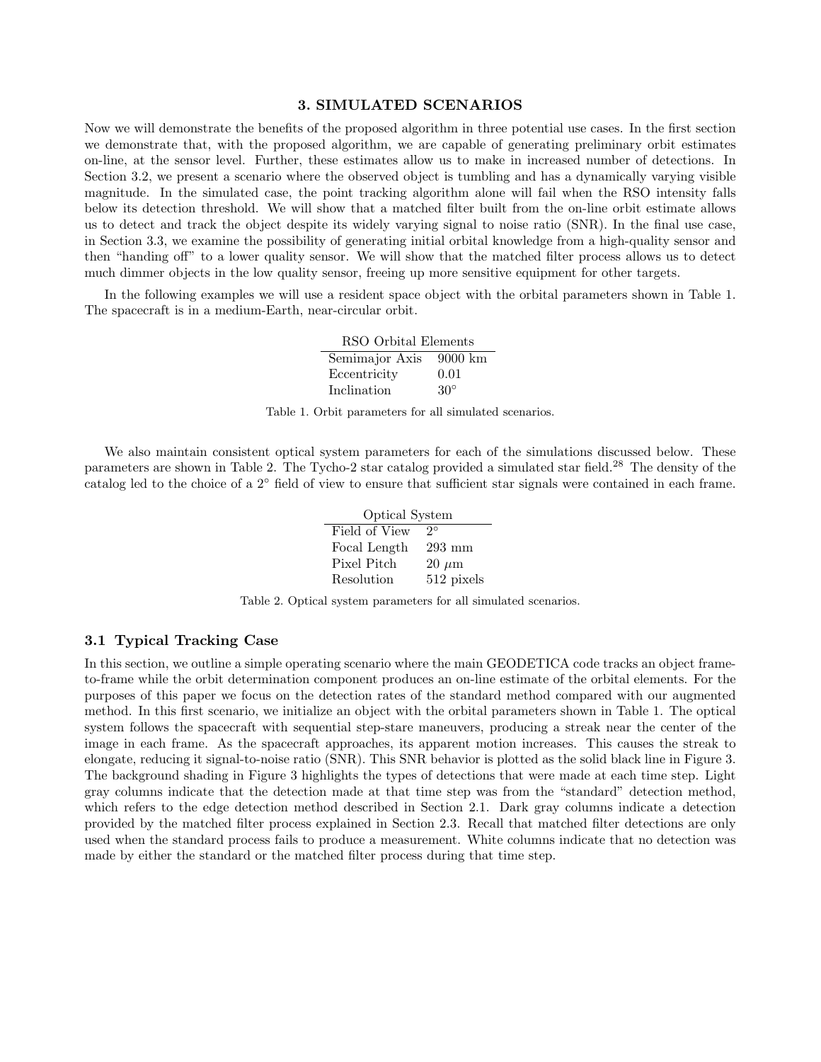## 3. SIMULATED SCENARIOS

Now we will demonstrate the benefits of the proposed algorithm in three potential use cases. In the first section we demonstrate that, with the proposed algorithm, we are capable of generating preliminary orbit estimates on-line, at the sensor level. Further, these estimates allow us to make in increased number of detections. In Section 3.2, we present a scenario where the observed object is tumbling and has a dynamically varying visible magnitude. In the simulated case, the point tracking algorithm alone will fail when the RSO intensity falls below its detection threshold. We will show that a matched filter built from the on-line orbit estimate allows us to detect and track the object despite its widely varying signal to noise ratio (SNR). In the final use case, in Section 3.3, we examine the possibility of generating initial orbital knowledge from a high-quality sensor and then "handing off" to a lower quality sensor. We will show that the matched filter process allows us to detect much dimmer objects in the low quality sensor, freeing up more sensitive equipment for other targets.

In the following examples we will use a resident space object with the orbital parameters shown in Table 1. The spacecraft is in a medium-Earth, near-circular orbit.

| RSO Orbital Elements | |
|---|---|
| Semimajor Axis | 9000 km |
| Eccentricity | 0.01 |
| Inclination | $30^\circ$ |

Table 1. Orbit parameters for all simulated scenarios.

We also maintain consistent optical system parameters for each of the simulations discussed below. These parameters are shown in Table 2. The Tycho-2 star catalog provided a simulated star field.[28] The density of the catalog led to the choice of a $2^\circ$ field of view to ensure that sufficient star signals were contained in each frame.

| Optical System | |
|---|---|
| Field of View | $2^\circ$ |
| Focal Length | 293 mm |
| Pixel Pitch | 20 $\mu$m |
| Resolution | 512 pixels |

Table 2. Optical system parameters for all simulated scenarios.

### 3.1 Typical Tracking Case

In this section, we outline a simple operating scenario where the main GEODETICA code tracks an object frame-to-frame while the orbit determination component produces an on-line estimate of the orbital elements. For the purposes of this paper we focus on the detection rates of the standard method compared with our augmented method. In this first scenario, we initialize an object with the orbital parameters shown in Table 1. The optical system follows the spacecraft with sequential step-stare maneuvers, producing a streak near the center of the image in each frame. As the spacecraft approaches, its apparent motion increases. This causes the streak to elongate, reducing it signal-to-noise ratio (SNR). This SNR behavior is plotted as the solid black line in Figure 3. The background shading in Figure 3 highlights the types of detections that were made at each time step. Light gray columns indicate that the detection made at that time step was from the "standard" detection method, which refers to the edge detection method described in Section 2.1. Dark gray columns indicate a detection provided by the matched filter process explained in Section 2.3. Recall that matched filter detections are only used when the standard process fails to produce a measurement. White columns indicate that no detection was made by either the standard or the matched filter process during that time step.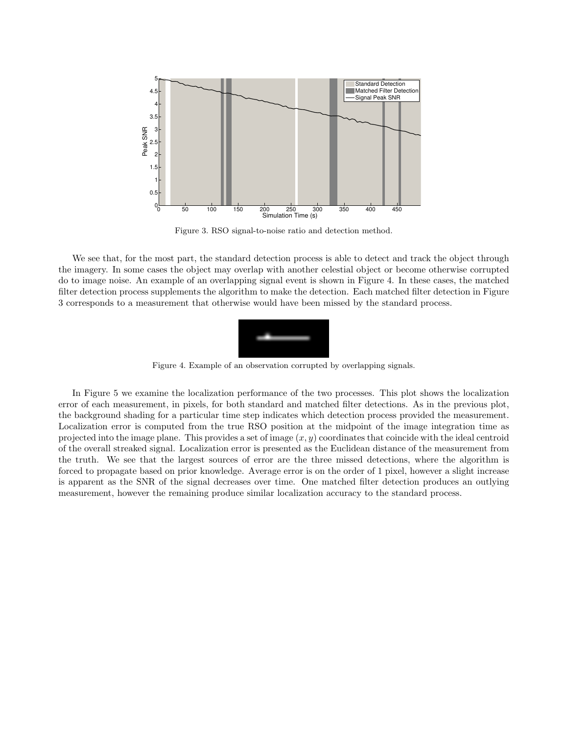Figure 3. RSO signal-to-noise ratio and detection method.

We see that, for the most part, the standard detection process is able to detect and track the object through the imagery. In some cases the object may overlap with another celestial object or become otherwise corrupted do to image noise. An example of an overlapping signal event is shown in Figure 4. In these cases, the matched filter detection process supplements the algorithm to make the detection. Each matched filter detection in Figure 3 corresponds to a measurement that otherwise would have been missed by the standard process.

Figure 4. Example of an observation corrupted by overlapping signals.

In Figure 5 we examine the localization performance of the two processes. This plot shows the localization error of each measurement, in pixels, for both standard and matched filter detections. As in the previous plot, the background shading for a particular time step indicates which detection process provided the measurement. Localization error is computed from the true RSO position at the midpoint of the image integration time as projected into the image plane. This provides a set of image $(x, y)$ coordinates that coincide with the ideal centroid of the overall streaked signal. Localization error is presented as the Euclidean distance of the measurement from the truth. We see that the largest sources of error are the three missed detections, where the algorithm is forced to propagate based on prior knowledge. Average error is on the order of 1 pixel, however a slight increase is apparent as the SNR of the signal decreases over time. One matched filter detection produces an outlying measurement, however the remaining produce similar localization accuracy to the standard process.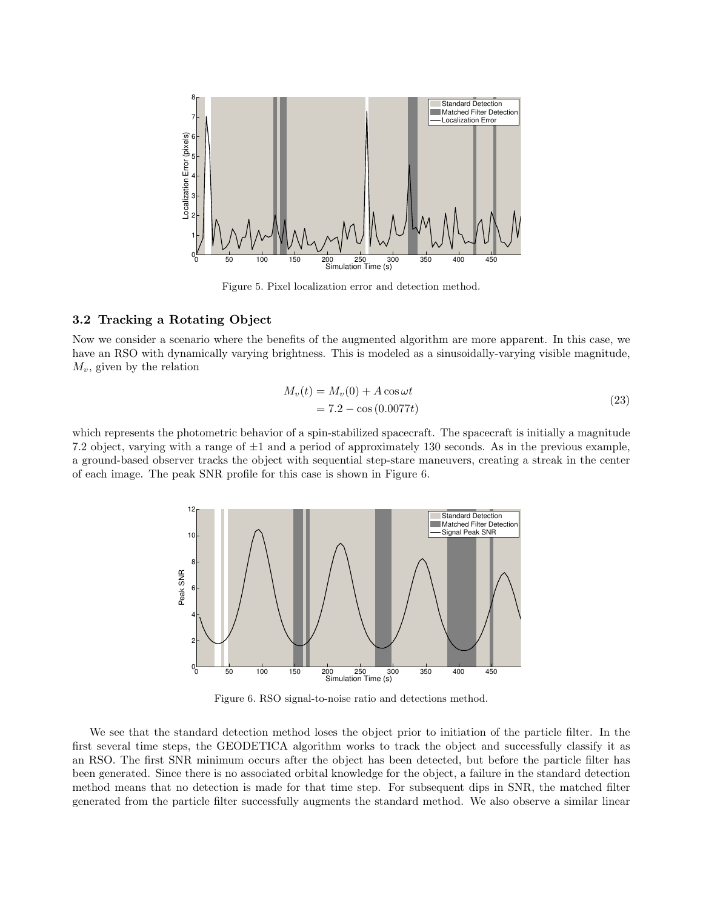Figure 5. Pixel localization error and detection method.

### 3.2 Tracking a Rotating Object

Now we consider a scenario where the benefits of the augmented algorithm are more apparent. In this case, we have an RSO with dynamically varying brightness. This is modeled as a sinusoidally-varying visible magnitude, $M_v$, given by the relation

$$
\begin{aligned}
M_v(t) &= M_v(0) + A\cos\omega t \\
&= 7.2 - \cos(0.0077t)
\end{aligned}
\tag{23}
$$

which represents the photometric behavior of a spin-stabilized spacecraft. The spacecraft is initially a magnitude 7.2 object, varying with a range of $\pm 1$ and a period of approximately 130 seconds. As in the previous example, a ground-based observer tracks the object with sequential step-stare maneuvers, creating a streak in the center of each image. The peak SNR profile for this case is shown in Figure 6.

Figure 6. RSO signal-to-noise ratio and detections method.

We see that the standard detection method loses the object prior to initiation of the particle filter. In the first several time steps, the GEODETICA algorithm works to track the object and successfully classify it as an RSO. The first SNR minimum occurs after the object has been detected, but before the particle filter has been generated. Since there is no associated orbital knowledge for the object, a failure in the standard detection method means that no detection is made for that time step. For subsequent dips in SNR, the matched filter generated from the particle filter successfully augments the standard method. We also observe a similar linear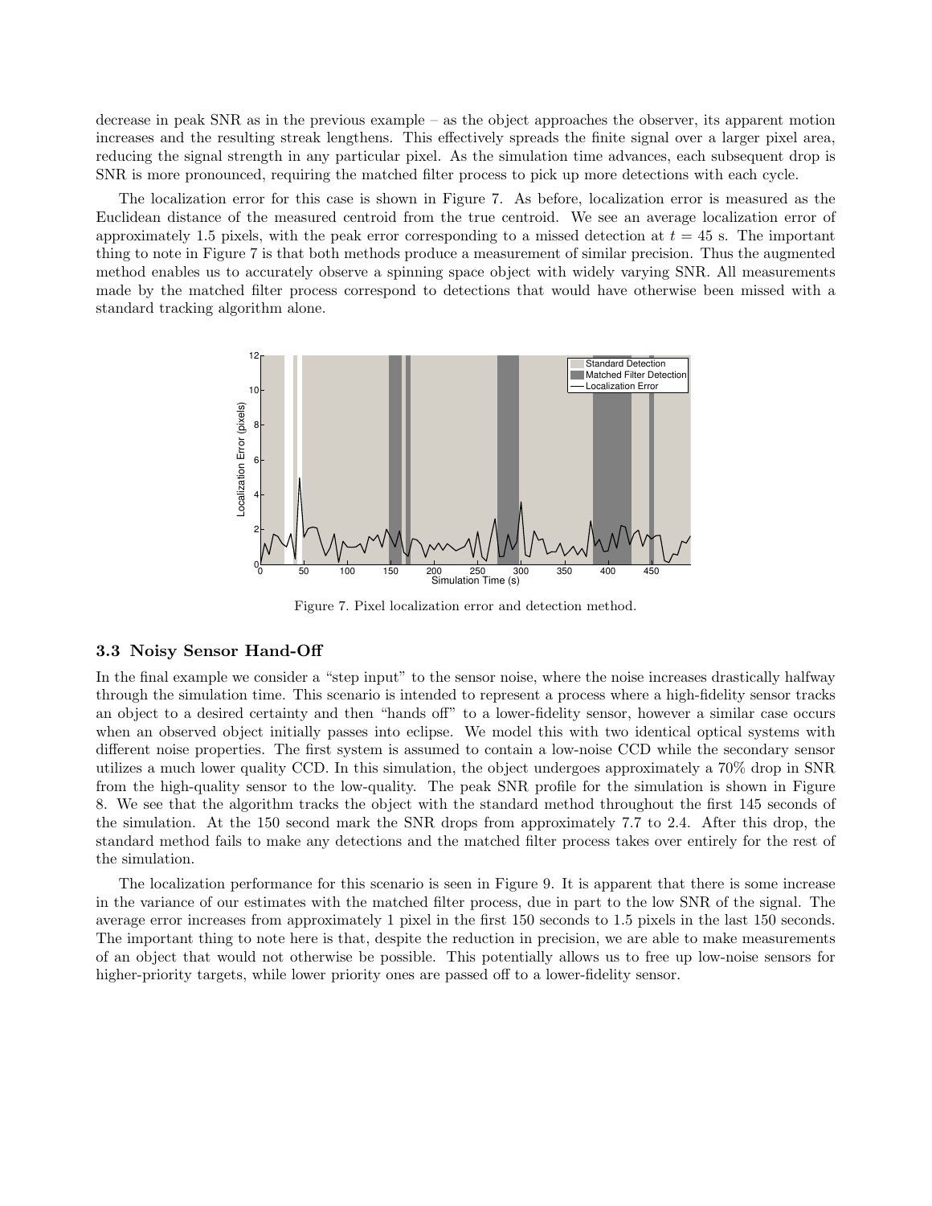decrease in peak SNR as in the previous example – as the object approaches the observer, its apparent motion increases and the resulting streak lengthens. This effectively spreads the finite signal over a larger pixel area, reducing the signal strength in any particular pixel. As the simulation time advances, each subsequent drop is SNR is more pronounced, requiring the matched filter process to pick up more detections with each cycle.

The localization error for this case is shown in Figure 7. As before, localization error is measured as the Euclidean distance of the measured centroid from the true centroid. We see an average localization error of approximately 1.5 pixels, with the peak error corresponding to a missed detection at $t = 45$ s. The important thing to note in Figure 7 is that both methods produce a measurement of similar precision. Thus the augmented method enables us to accurately observe a spinning space object with widely varying SNR. All measurements made by the matched filter process correspond to detections that would have otherwise been missed with a standard tracking algorithm alone.

Figure 7. Pixel localization error and detection method.

### 3.3 Noisy Sensor Hand-Off

In the final example we consider a "step input" to the sensor noise, where the noise increases drastically halfway through the simulation time. This scenario is intended to represent a process where a high-fidelity sensor tracks an object to a desired certainty and then "hands off" to a lower-fidelity sensor, however a similar case occurs when an observed object initially passes into eclipse. We model this with two identical optical systems with different noise properties. The first system is assumed to contain a low-noise CCD while the secondary sensor utilizes a much lower quality CCD. In this simulation, the object undergoes approximately a 70% drop in SNR from the high-quality sensor to the low-quality. The peak SNR profile for the simulation is shown in Figure 8. We see that the algorithm tracks the object with the standard method throughout the first 145 seconds of the simulation. At the 150 second mark the SNR drops from approximately 7.7 to 2.4. After this drop, the standard method fails to make any detections and the matched filter process takes over entirely for the rest of the simulation.

The localization performance for this scenario is seen in Figure 9. It is apparent that there is some increase in the variance of our estimates with the matched filter process, due in part to the low SNR of the signal. The average error increases from approximately 1 pixel in the first 150 seconds to 1.5 pixels in the last 150 seconds. The important thing to note here is that, despite the reduction in precision, we are able to make measurements of an object that would not otherwise be possible. This potentially allows us to free up low-noise sensors for higher-priority targets, while lower priority ones are passed off to a lower-fidelity sensor.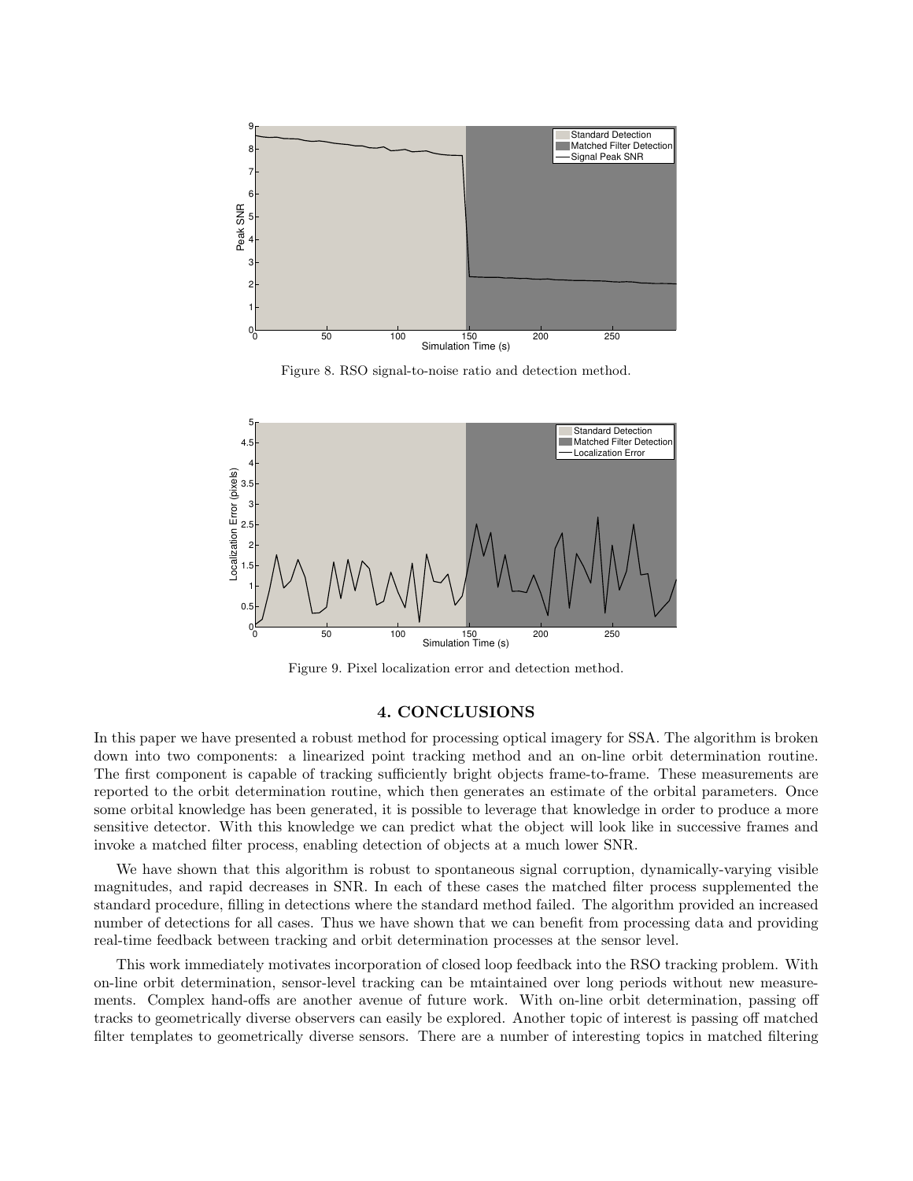Figure 8. RSO signal-to-noise ratio and detection method.

Figure 9. Pixel localization error and detection method.

## 4. CONCLUSIONS

In this paper we have presented a robust method for processing optical imagery for SSA. The algorithm is broken down into two components: a linearized point tracking method and an on-line orbit determination routine. The first component is capable of tracking sufficiently bright objects frame-to-frame. These measurements are reported to the orbit determination routine, which then generates an estimate of the orbital parameters. Once some orbital knowledge has been generated, it is possible to leverage that knowledge in order to produce a more sensitive detector. With this knowledge we can predict what the object will look like in successive frames and invoke a matched filter process, enabling detection of objects at a much lower SNR.

We have shown that this algorithm is robust to spontaneous signal corruption, dynamically-varying visible magnitudes, and rapid decreases in SNR. In each of these cases the matched filter process supplemented the standard procedure, filling in detections where the standard method failed. The algorithm provided an increased number of detections for all cases. Thus we have shown that we can benefit from processing data and providing real-time feedback between tracking and orbit determination processes at the sensor level.

This work immediately motivates incorporation of closed loop feedback into the RSO tracking problem. With on-line orbit determination, sensor-level tracking can be mtaintained over long periods without new measurements. Complex hand-offs are another avenue of future work. With on-line orbit determination, passing off tracks to geometrically diverse observers can easily be explored. Another topic of interest is passing off matched filter templates to geometrically diverse sensors. There are a number of interesting topics in matched filtering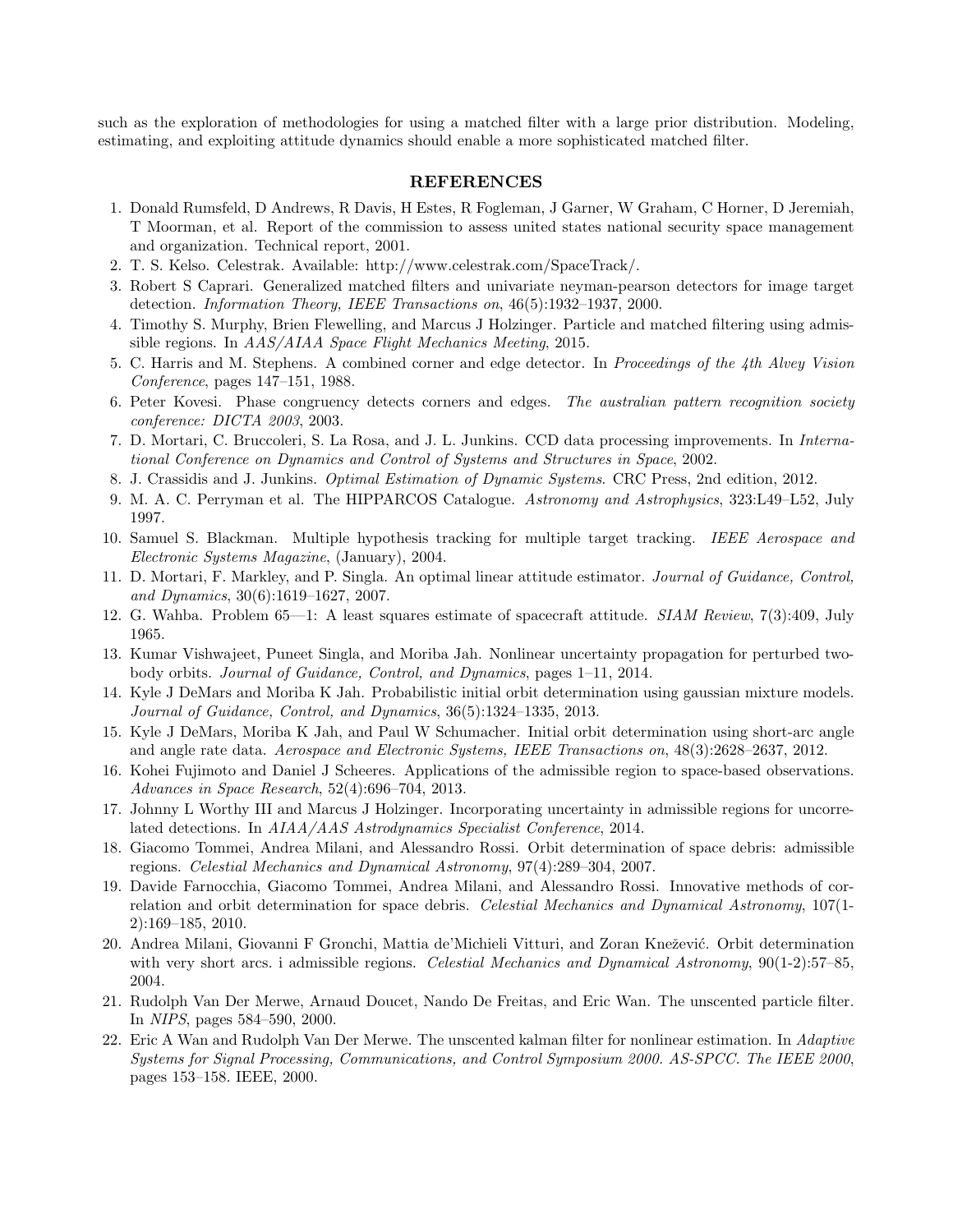such as the exploration of methodologies for using a matched filter with a large prior distribution. Modeling, estimating, and exploiting attitude dynamics should enable a more sophisticated matched filter.

## REFERENCES

1. Donald Rumsfeld, D Andrews, R Davis, H Estes, R Fogleman, J Garner, W Graham, C Horner, D Jeremiah, T Moorman, et al. Report of the commission to assess united states national security space management and organization. Technical report, 2001.
2. T. S. Kelso. Celestrak. Available: http://www.celestrak.com/SpaceTrack/.
3. Robert S Caprari. Generalized matched filters and univariate neyman-pearson detectors for image target detection. *Information Theory, IEEE Transactions on*, 46(5):1932–1937, 2000.
4. Timothy S. Murphy, Brien Flewelling, and Marcus J Holzinger. Particle and matched filtering using admissible regions. In *AAS/AIAA Space Flight Mechanics Meeting*, 2015.
5. C. Harris and M. Stephens. A combined corner and edge detector. In *Proceedings of the 4th Alvey Vision Conference*, pages 147–151, 1988.
6. Peter Kovesi. Phase congruency detects corners and edges. *The australian pattern recognition society conference: DICTA 2003*, 2003.
7. D. Mortari, C. Bruccoleri, S. La Rosa, and J. L. Junkins. CCD data processing improvements. In *International Conference on Dynamics and Control of Systems and Structures in Space*, 2002.
8. J. Crassidis and J. Junkins. *Optimal Estimation of Dynamic Systems*. CRC Press, 2nd edition, 2012.
9. M. A. C. Perryman et al. The HIPPARCOS Catalogue. *Astronomy and Astrophysics*, 323:L49–L52, July 1997.
10. Samuel S. Blackman. Multiple hypothesis tracking for multiple target tracking. *IEEE Aerospace and Electronic Systems Magazine*, (January), 2004.
11. D. Mortari, F. Markley, and P. Singla. An optimal linear attitude estimator. *Journal of Guidance, Control, and Dynamics*, 30(6):1619–1627, 2007.
12. G. Wahba. Problem 65—1: A least squares estimate of spacecraft attitude. *SIAM Review*, 7(3):409, July 1965.
13. Kumar Vishwajeet, Puneet Singla, and Moriba Jah. Nonlinear uncertainty propagation for perturbed two-body orbits. *Journal of Guidance, Control, and Dynamics*, pages 1–11, 2014.
14. Kyle J DeMars and Moriba K Jah. Probabilistic initial orbit determination using gaussian mixture models. *Journal of Guidance, Control, and Dynamics*, 36(5):1324–1335, 2013.
15. Kyle J DeMars, Moriba K Jah, and Paul W Schumacher. Initial orbit determination using short-arc angle and angle rate data. *Aerospace and Electronic Systems, IEEE Transactions on*, 48(3):2628–2637, 2012.
16. Kohei Fujimoto and Daniel J Scheeres. Applications of the admissible region to space-based observations. *Advances in Space Research*, 52(4):696–704, 2013.
17. Johnny L Worthy III and Marcus J Holzinger. Incorporating uncertainty in admissible regions for uncorrelated detections. In *AIAA/AAS Astrodynamics Specialist Conference*, 2014.
18. Giacomo Tommei, Andrea Milani, and Alessandro Rossi. Orbit determination of space debris: admissible regions. *Celestial Mechanics and Dynamical Astronomy*, 97(4):289–304, 2007.
19. Davide Farnocchia, Giacomo Tommei, Andrea Milani, and Alessandro Rossi. Innovative methods of correlation and orbit determination for space debris. *Celestial Mechanics and Dynamical Astronomy*, 107(1-2):169–185, 2010.
20. Andrea Milani, Giovanni F Gronchi, Mattia de'Michieli Vitturi, and Zoran Knežević. Orbit determination with very short arcs. i admissible regions. *Celestial Mechanics and Dynamical Astronomy*, 90(1-2):57–85, 2004.
21. Rudolph Van Der Merwe, Arnaud Doucet, Nando De Freitas, and Eric Wan. The unscented particle filter. In *NIPS*, pages 584–590, 2000.
22. Eric A Wan and Rudolph Van Der Merwe. The unscented kalman filter for nonlinear estimation. In *Adaptive Systems for Signal Processing, Communications, and Control Symposium 2000. AS-SPCC. The IEEE 2000*, pages 153–158. IEEE, 2000.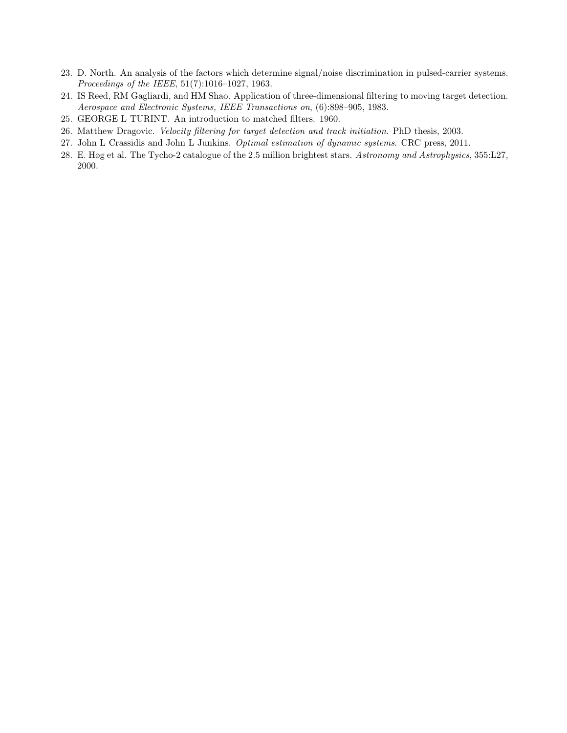23. D. North. An analysis of the factors which determine signal/noise discrimination in pulsed-carrier systems. *Proceedings of the IEEE*, 51(7):1016–1027, 1963.
24. IS Reed, RM Gagliardi, and HM Shao. Application of three-dimensional filtering to moving target detection. *Aerospace and Electronic Systems, IEEE Transactions on*, (6):898–905, 1983.
25. GEORGE L TURINT. An introduction to matched filters. 1960.
26. Matthew Dragovic. *Velocity filtering for target detection and track initiation*. PhD thesis, 2003.
27. John L Crassidis and John L Junkins. *Optimal estimation of dynamic systems*. CRC press, 2011.
28. E. Høg et al. The Tycho-2 catalogue of the 2.5 million brightest stars. *Astronomy and Astrophysics*, 355:L27, 2000.